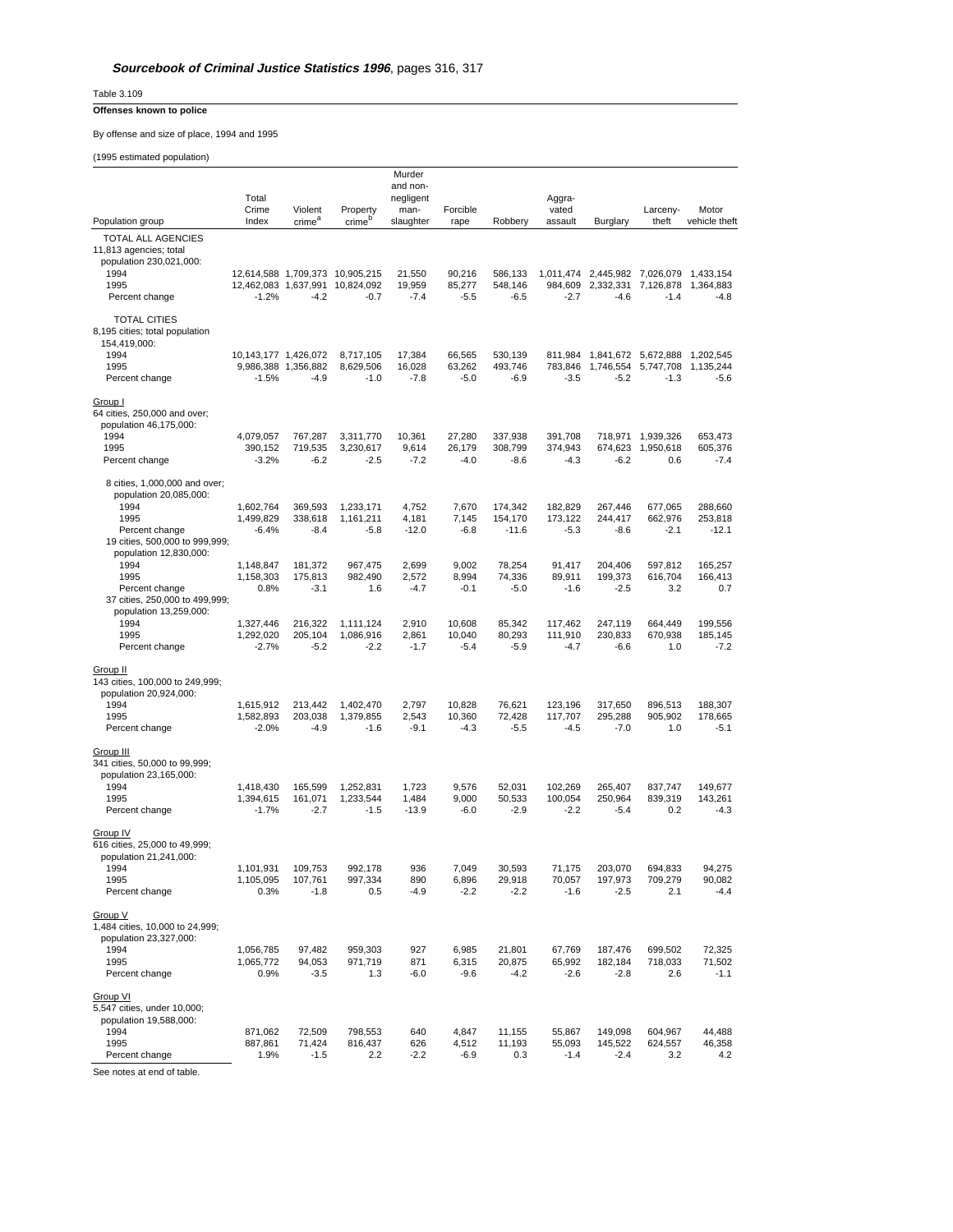***Sourcebook of Criminal Justice Statistics 1996***, pages 316, 317

Table 3.109

**Offenses known to police**

By offense and size of place, 1994 and 1995

(1995 estimated population)

| Population group | Total Crime Index | Violent crime[a] | Property crime[b] | Murder and non-negligent man-slaughter | Forcible rape | Robbery | Aggra-vated assault | Burglary | Larceny-theft | Motor vehicle theft |
|---|---|---|---|---|---|---|---|---|---|---|
| TOTAL ALL AGENCIES | | | | | | | | | | |
| 11,813 agencies; total population 230,021,000: | | | | | | | | | | |
| 1994 | 12,614,588 | 1,709,373 | 10,905,215 | 21,550 | 90,216 | 586,133 | 1,011,474 | 2,445,982 | 7,026,079 | 1,433,154 |
| 1995 | 12,462,083 | 1,637,991 | 10,824,092 | 19,959 | 85,277 | 548,146 | 984,609 | 2,332,331 | 7,126,878 | 1,364,883 |
| Percent change | -1.2% | -4.2 | -0.7 | -7.4 | -5.5 | -6.5 | -2.7 | -4.6 | -1.4 | -4.8 |
| TOTAL CITIES | | | | | | | | | | |
| 8,195 cities; total population 154,419,000: | | | | | | | | | | |
| 1994 | 10,143,177 | 1,426,072 | 8,717,105 | 17,384 | 66,565 | 530,139 | 811,984 | 1,841,672 | 5,672,888 | 1,202,545 |
| 1995 | 9,986,388 | 1,356,882 | 8,629,506 | 16,028 | 63,262 | 493,746 | 783,846 | 1,746,554 | 5,747,708 | 1,135,244 |
| Percent change | -1.5% | -4.9 | -1.0 | -7.8 | -5.0 | -6.9 | -3.5 | -5.2 | -1.3 | -5.6 |
| Group I | | | | | | | | | | |
| 64 cities, 250,000 and over; population 46,175,000: | | | | | | | | | | |
| 1994 | 4,079,057 | 767,287 | 3,311,770 | 10,361 | 27,280 | 337,938 | 391,708 | 718,971 | 1,939,326 | 653,473 |
| 1995 | 390,152 | 719,535 | 3,230,617 | 9,614 | 26,179 | 308,799 | 374,943 | 674,623 | 1,950,618 | 605,376 |
| Percent change | -3.2% | -6.2 | -2.5 | -7.2 | -4.0 | -8.6 | -4.3 | -6.2 | 0.6 | -7.4 |
| 8 cities, 1,000,000 and over; population 20,085,000: | | | | | | | | | | |
| 1994 | 1,602,764 | 369,593 | 1,233,171 | 4,752 | 7,670 | 174,342 | 182,829 | 267,446 | 677,065 | 288,660 |
| 1995 | 1,499,829 | 338,618 | 1,161,211 | 4,181 | 7,145 | 154,170 | 173,122 | 244,417 | 662,976 | 253,818 |
| Percent change | -6.4% | -8.4 | -5.8 | -12.0 | -6.8 | -11.6 | -5.3 | -8.6 | -2.1 | -12.1 |
| 19 cities, 500,000 to 999,999; population 12,830,000: | | | | | | | | | | |
| 1994 | 1,148,847 | 181,372 | 967,475 | 2,699 | 9,002 | 78,254 | 91,417 | 204,406 | 597,812 | 165,257 |
| 1995 | 1,158,303 | 175,813 | 982,490 | 2,572 | 8,994 | 74,336 | 89,911 | 199,373 | 616,704 | 166,413 |
| Percent change | 0.8% | -3.1 | 1.6 | -4.7 | -0.1 | -5.0 | -1.6 | -2.5 | 3.2 | 0.7 |
| 37 cities, 250,000 to 499,999; population 13,259,000: | | | | | | | | | | |
| 1994 | 1,327,446 | 216,322 | 1,111,124 | 2,910 | 10,608 | 85,342 | 117,462 | 247,119 | 664,449 | 199,556 |
| 1995 | 1,292,020 | 205,104 | 1,086,916 | 2,861 | 10,040 | 80,293 | 111,910 | 230,833 | 670,938 | 185,145 |
| Percent change | -2.7% | -5.2 | -2.2 | -1.7 | -5.4 | -5.9 | -4.7 | -6.6 | 1.0 | -7.2 |
| Group II | | | | | | | | | | |
| 143 cities, 100,000 to 249,999; population 20,924,000: | | | | | | | | | | |
| 1994 | 1,615,912 | 213,442 | 1,402,470 | 2,797 | 10,828 | 76,621 | 123,196 | 317,650 | 896,513 | 188,307 |
| 1995 | 1,582,893 | 203,038 | 1,379,855 | 2,543 | 10,360 | 72,428 | 117,707 | 295,288 | 905,902 | 178,665 |
| Percent change | -2.0% | -4.9 | -1.6 | -9.1 | -4.3 | -5.5 | -4.5 | -7.0 | 1.0 | -5.1 |
| Group III | | | | | | | | | | |
| 341 cities, 50,000 to 99,999; population 23,165,000: | | | | | | | | | | |
| 1994 | 1,418,430 | 165,599 | 1,252,831 | 1,723 | 9,576 | 52,031 | 102,269 | 265,407 | 837,747 | 149,677 |
| 1995 | 1,394,615 | 161,071 | 1,233,544 | 1,484 | 9,000 | 50,533 | 100,054 | 250,964 | 839,319 | 143,261 |
| Percent change | -1.7% | -2.7 | -1.5 | -13.9 | -6.0 | -2.9 | -2.2 | -5.4 | 0.2 | -4.3 |
| Group IV | | | | | | | | | | |
| 616 cities, 25,000 to 49,999; population 21,241,000: | | | | | | | | | | |
| 1994 | 1,101,931 | 109,753 | 992,178 | 936 | 7,049 | 30,593 | 71,175 | 203,070 | 694,833 | 94,275 |
| 1995 | 1,105,095 | 107,761 | 997,334 | 890 | 6,896 | 29,918 | 70,057 | 197,973 | 709,279 | 90,082 |
| Percent change | 0.3% | -1.8 | 0.5 | -4.9 | -2.2 | -2.2 | -1.6 | -2.5 | 2.1 | -4.4 |
| Group V | | | | | | | | | | |
| 1,484 cities, 10,000 to 24,999; population 23,327,000: | | | | | | | | | | |
| 1994 | 1,056,785 | 97,482 | 959,303 | 927 | 6,985 | 21,801 | 67,769 | 187,476 | 699,502 | 72,325 |
| 1995 | 1,065,772 | 94,053 | 971,719 | 871 | 6,315 | 20,875 | 65,992 | 182,184 | 718,033 | 71,502 |
| Percent change | 0.9% | -3.5 | 1.3 | -6.0 | -9.6 | -4.2 | -2.6 | -2.8 | 2.6 | -1.1 |
| Group VI | | | | | | | | | | |
| 5,547 cities, under 10,000; population 19,588,000: | | | | | | | | | | |
| 1994 | 871,062 | 72,509 | 798,553 | 640 | 4,847 | 11,155 | 55,867 | 149,098 | 604,967 | 44,488 |
| 1995 | 887,861 | 71,424 | 816,437 | 626 | 4,512 | 11,193 | 55,093 | 145,522 | 624,557 | 46,358 |
| Percent change | 1.9% | -1.5 | 2.2 | -2.2 | -6.9 | 0.3 | -1.4 | -2.4 | 3.2 | 4.2 |

See notes at end of table.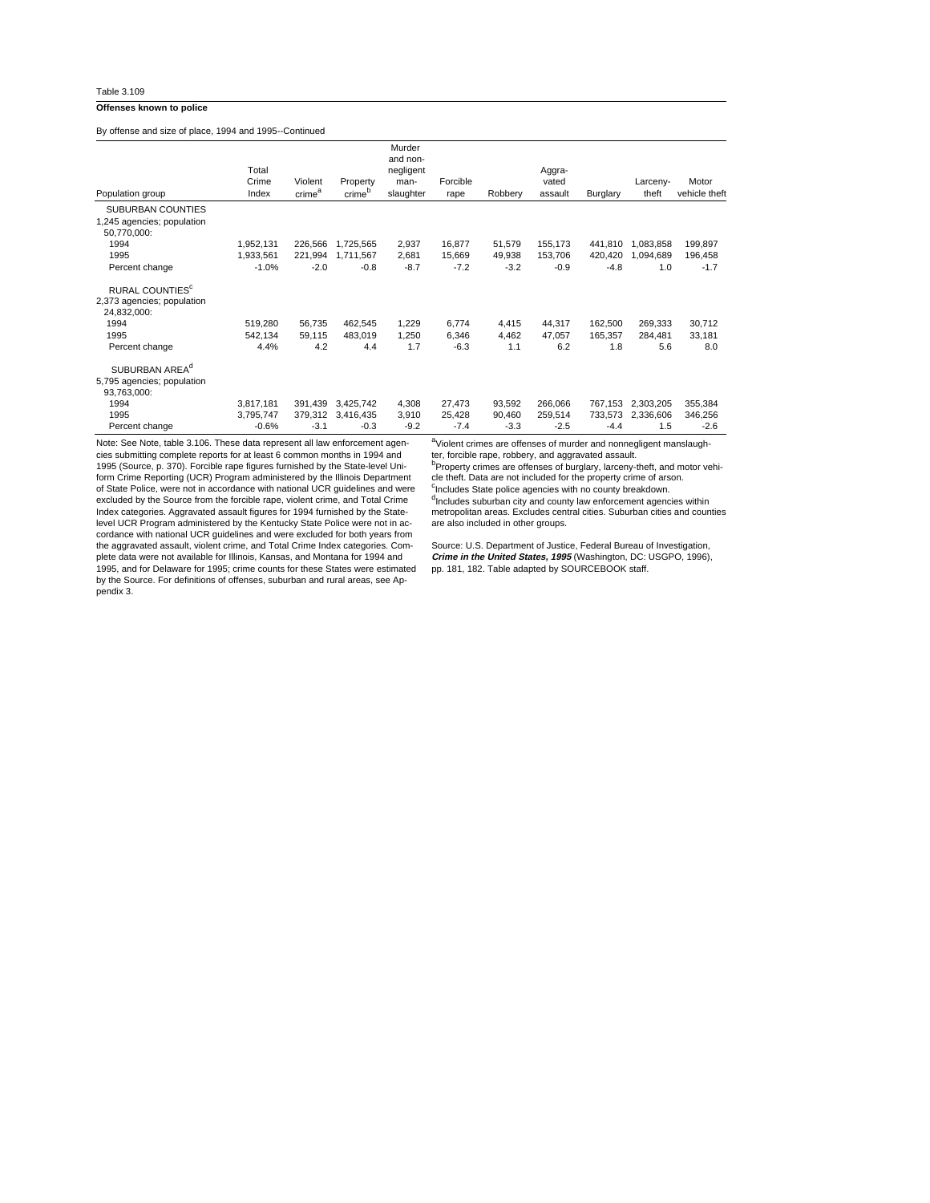Table 3.109

**Offenses known to police**

By offense and size of place, 1994 and 1995--Continued

| Population group | Total Crime Index | Violent crime[a] | Property crime[b] | Murder and non-negligent man-slaughter | Forcible rape | Robbery | Aggra-vated assault | Burglary | Larceny-theft | Motor vehicle theft |
|---|---|---|---|---|---|---|---|---|---|---|
| SUBURBAN COUNTIES | | | | | | | | | | |
| 1,245 agencies; population 50,770,000: | | | | | | | | | | |
| 1994 | 1,952,131 | 226,566 | 1,725,565 | 2,937 | 16,877 | 51,579 | 155,173 | 441,810 | 1,083,858 | 199,897 |
| 1995 | 1,933,561 | 221,994 | 1,711,567 | 2,681 | 15,669 | 49,938 | 153,706 | 420,420 | 1,094,689 | 196,458 |
| Percent change | -1.0% | -2.0 | -0.8 | -8.7 | -7.2 | -3.2 | -0.9 | -4.8 | 1.0 | -1.7 |
| RURAL COUNTIES[c] | | | | | | | | | | |
| 2,373 agencies; population 24,832,000: | | | | | | | | | | |
| 1994 | 519,280 | 56,735 | 462,545 | 1,229 | 6,774 | 4,415 | 44,317 | 162,500 | 269,333 | 30,712 |
| 1995 | 542,134 | 59,115 | 483,019 | 1,250 | 6,346 | 4,462 | 47,057 | 165,357 | 284,481 | 33,181 |
| Percent change | 4.4% | 4.2 | 4.4 | 1.7 | -6.3 | 1.1 | 6.2 | 1.8 | 5.6 | 8.0 |
| SUBURBAN AREA[d] | | | | | | | | | | |
| 5,795 agencies; population 93,763,000: | | | | | | | | | | |
| 1994 | 3,817,181 | 391,439 | 3,425,742 | 4,308 | 27,473 | 93,592 | 266,066 | 767,153 | 2,303,205 | 355,384 |
| 1995 | 3,795,747 | 379,312 | 3,416,435 | 3,910 | 25,428 | 90,460 | 259,514 | 733,573 | 2,336,606 | 346,256 |
| Percent change | -0.6% | -3.1 | -0.3 | -9.2 | -7.4 | -3.3 | -2.5 | -4.4 | 1.5 | -2.6 |

Note: See Note, table 3.106. These data represent all law enforcement agencies submitting complete reports for at least 6 common months in 1994 and 1995 (Source, p. 370). Forcible rape figures furnished by the State-level Uniform Crime Reporting (UCR) Program administered by the Illinois Department of State Police, were not in accordance with national UCR guidelines and were excluded by the Source from the forcible rape, violent crime, and Total Crime Index categories. Aggravated assault figures for 1994 furnished by the State-level UCR Program administered by the Kentucky State Police were not in accordance with national UCR guidelines and were excluded for both years from the aggravated assault, violent crime, and Total Crime Index categories. Complete data were not available for Illinois, Kansas, and Montana for 1994 and 1995, and for Delaware for 1995; crime counts for these States were estimated by the Source. For definitions of offenses, suburban and rural areas, see Appendix 3.

[a]Violent crimes are offenses of murder and nonnegligent manslaughter, forcible rape, robbery, and aggravated assault.

[b]Property crimes are offenses of burglary, larceny-theft, and motor vehicle theft. Data are not included for the property crime of arson.

[c]Includes State police agencies with no county breakdown.

[d]Includes suburban city and county law enforcement agencies within metropolitan areas. Excludes central cities. Suburban cities and counties are also included in other groups.

Source: U.S. Department of Justice, Federal Bureau of Investigation, ***Crime in the United States, 1995*** (Washington, DC: USGPO, 1996), pp. 181, 182. Table adapted by SOURCEBOOK staff.